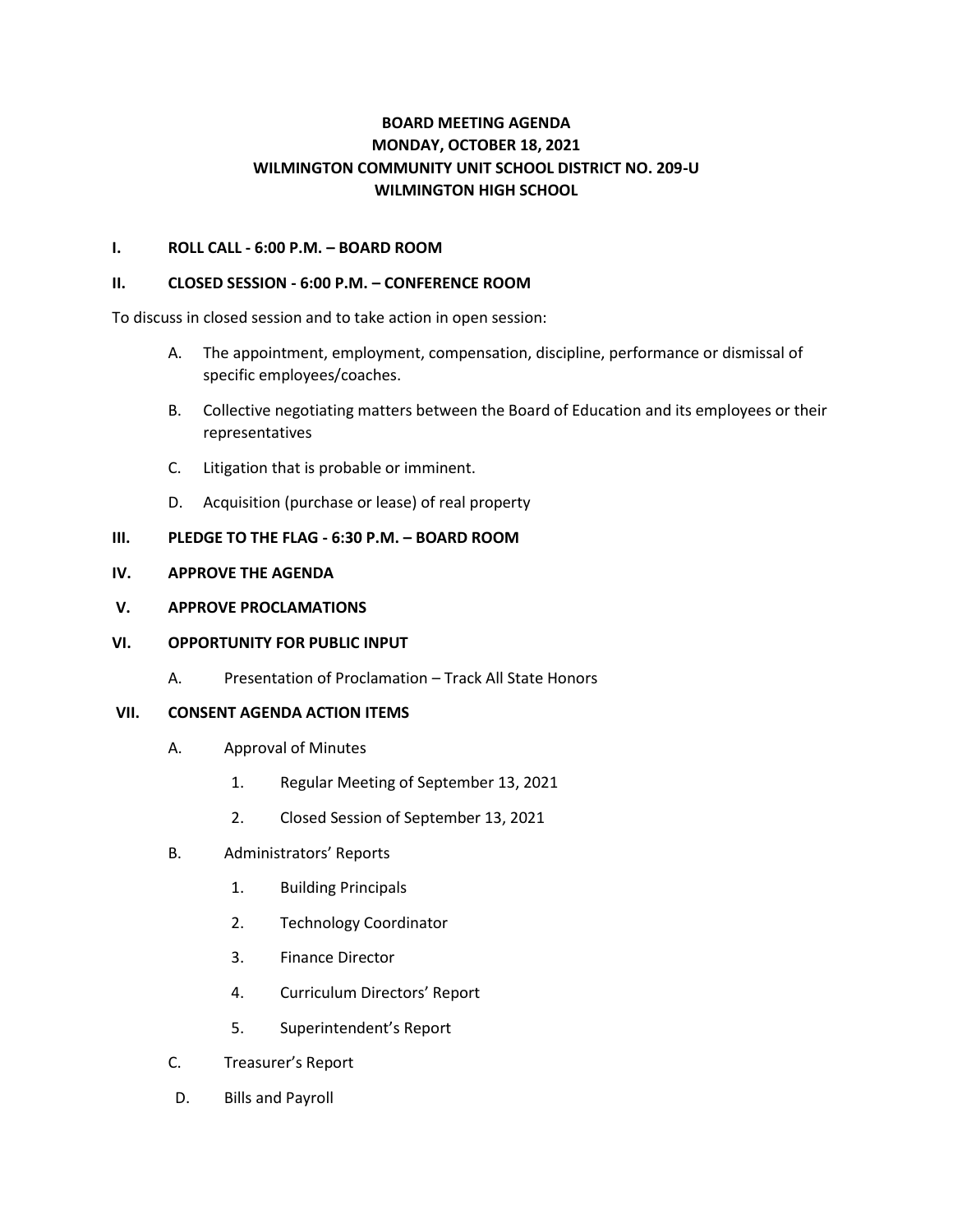# BOARD MEETING AGENDA
# MONDAY, OCTOBER 18, 2021
# WILMINGTON COMMUNITY UNIT SCHOOL DISTRICT NO. 209-U
# WILMINGTON HIGH SCHOOL

**I. ROLL CALL - 6:00 P.M. – BOARD ROOM**

**II. CLOSED SESSION - 6:00 P.M. – CONFERENCE ROOM**

To discuss in closed session and to take action in open session:

A. The appointment, employment, compensation, discipline, performance or dismissal of specific employees/coaches.

B. Collective negotiating matters between the Board of Education and its employees or their representatives

C. Litigation that is probable or imminent.

D. Acquisition (purchase or lease) of real property

**III. PLEDGE TO THE FLAG - 6:30 P.M. – BOARD ROOM**

**IV. APPROVE THE AGENDA**

**V. APPROVE PROCLAMATIONS**

**VI. OPPORTUNITY FOR PUBLIC INPUT**

A. Presentation of Proclamation – Track All State Honors

**VII. CONSENT AGENDA ACTION ITEMS**

A. Approval of Minutes

1. Regular Meeting of September 13, 2021
2. Closed Session of September 13, 2021

B. Administrators' Reports

1. Building Principals
2. Technology Coordinator
3. Finance Director
4. Curriculum Directors' Report
5. Superintendent's Report

C. Treasurer's Report

D. Bills and Payroll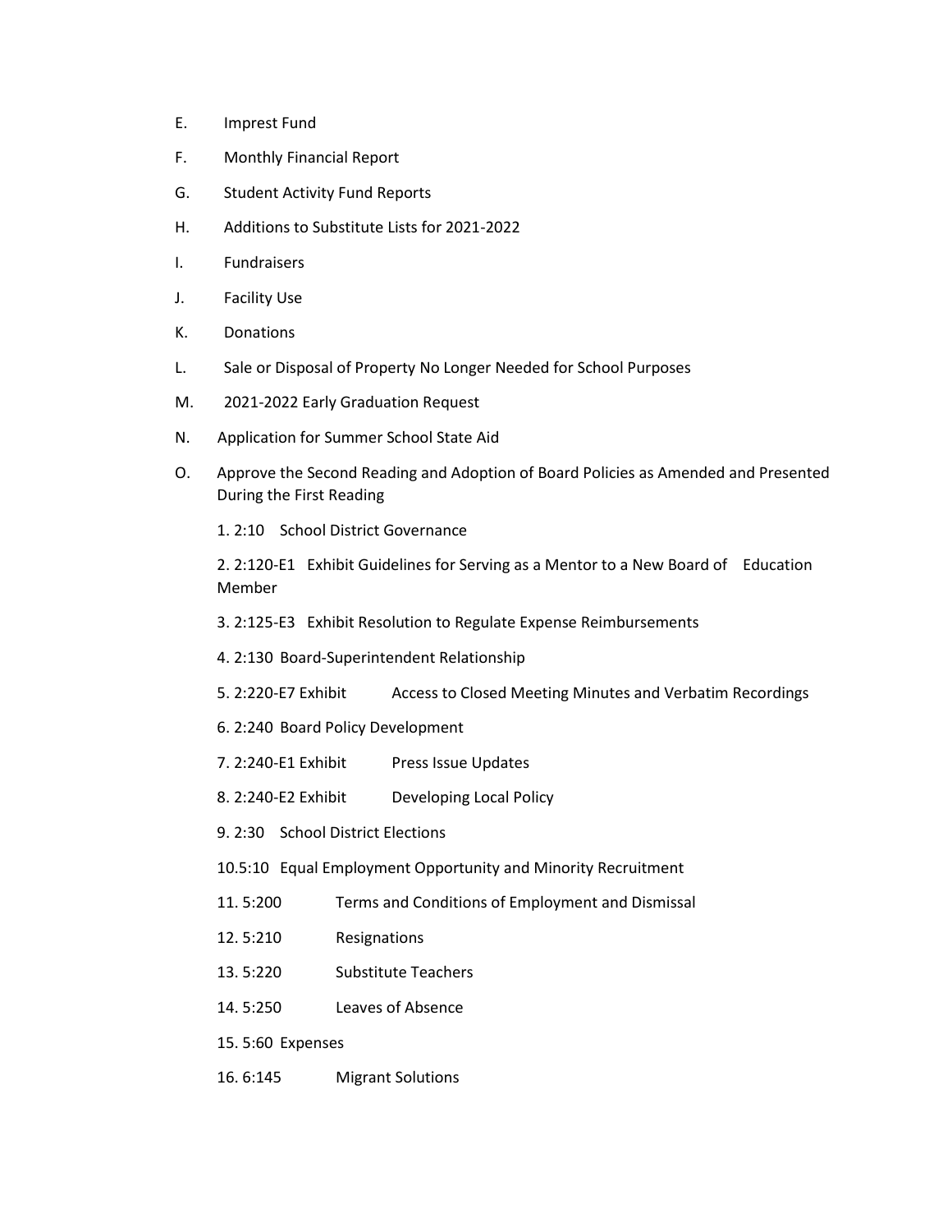E. Imprest Fund

F. Monthly Financial Report

G. Student Activity Fund Reports

H. Additions to Substitute Lists for 2021-2022

I. Fundraisers

J. Facility Use

K. Donations

L. Sale or Disposal of Property No Longer Needed for School Purposes

M. 2021-2022 Early Graduation Request

N. Application for Summer School State Aid

O. Approve the Second Reading and Adoption of Board Policies as Amended and Presented During the First Reading

1. 2:10 School District Governance
2. 2:120-E1 Exhibit Guidelines for Serving as a Mentor to a New Board of Education Member
3. 2:125-E3 Exhibit Resolution to Regulate Expense Reimbursements
4. 2:130 Board-Superintendent Relationship
5. 2:220-E7 Exhibit Access to Closed Meeting Minutes and Verbatim Recordings
6. 2:240 Board Policy Development
7. 2:240-E1 Exhibit Press Issue Updates
8. 2:240-E2 Exhibit Developing Local Policy
9. 2:30 School District Elections
10. 5:10 Equal Employment Opportunity and Minority Recruitment
11. 5:200 Terms and Conditions of Employment and Dismissal
12. 5:210 Resignations
13. 5:220 Substitute Teachers
14. 5:250 Leaves of Absence
15. 5:60 Expenses
16. 6:145 Migrant Solutions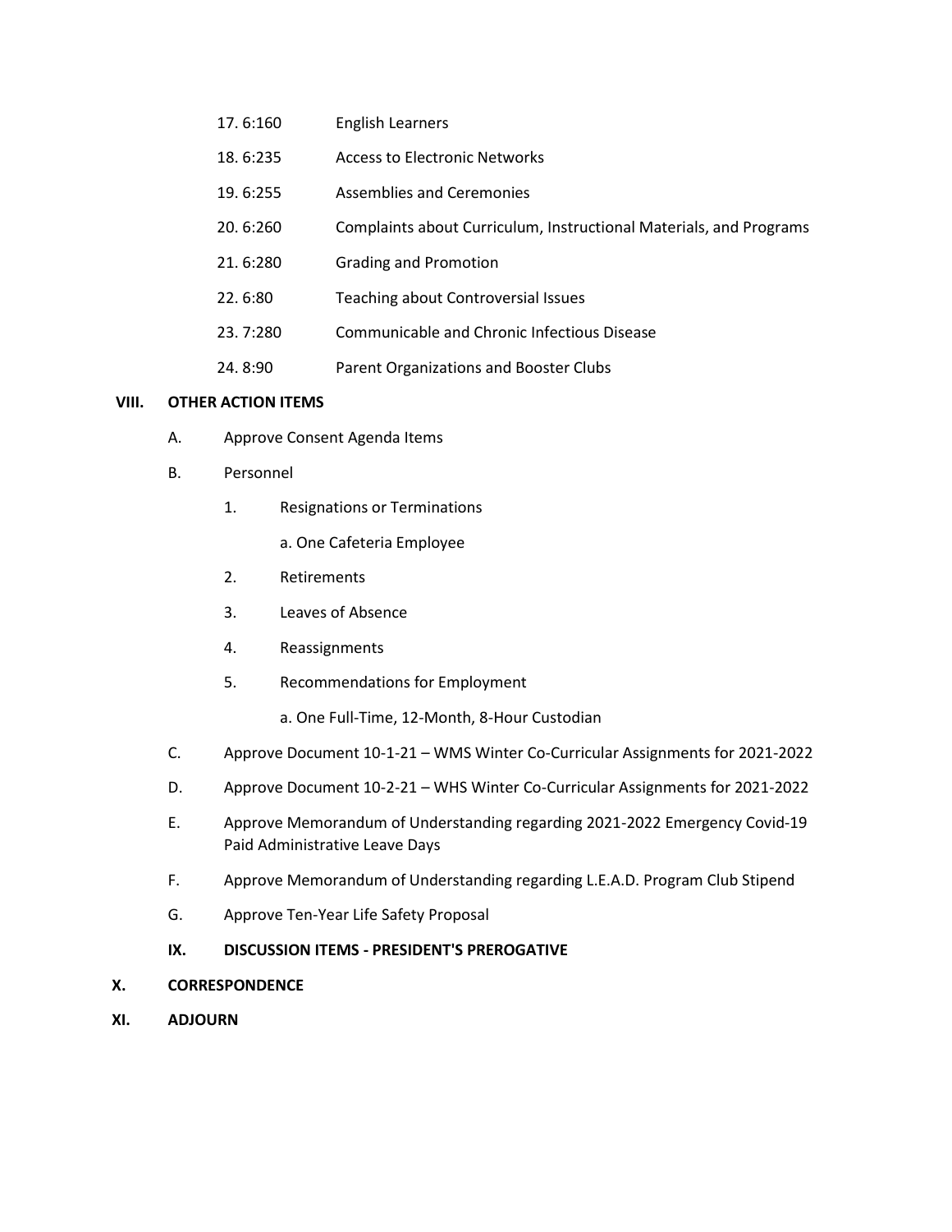17. 6:160 English Learners
18. 6:235 Access to Electronic Networks
19. 6:255 Assemblies and Ceremonies
20. 6:260 Complaints about Curriculum, Instructional Materials, and Programs
21. 6:280 Grading and Promotion
22. 6:80 Teaching about Controversial Issues
23. 7:280 Communicable and Chronic Infectious Disease
24. 8:90 Parent Organizations and Booster Clubs

**VIII. OTHER ACTION ITEMS**

A. Approve Consent Agenda Items

B. Personnel

1. Resignations or Terminations

   a. One Cafeteria Employee

2. Retirements

3. Leaves of Absence

4. Reassignments

5. Recommendations for Employment

   a. One Full-Time, 12-Month, 8-Hour Custodian

C. Approve Document 10-1-21 – WMS Winter Co-Curricular Assignments for 2021-2022

D. Approve Document 10-2-21 – WHS Winter Co-Curricular Assignments for 2021-2022

E. Approve Memorandum of Understanding regarding 2021-2022 Emergency Covid-19 Paid Administrative Leave Days

F. Approve Memorandum of Understanding regarding L.E.A.D. Program Club Stipend

G. Approve Ten-Year Life Safety Proposal

**IX. DISCUSSION ITEMS - PRESIDENT'S PREROGATIVE**

**X. CORRESPONDENCE**

**XI. ADJOURN**